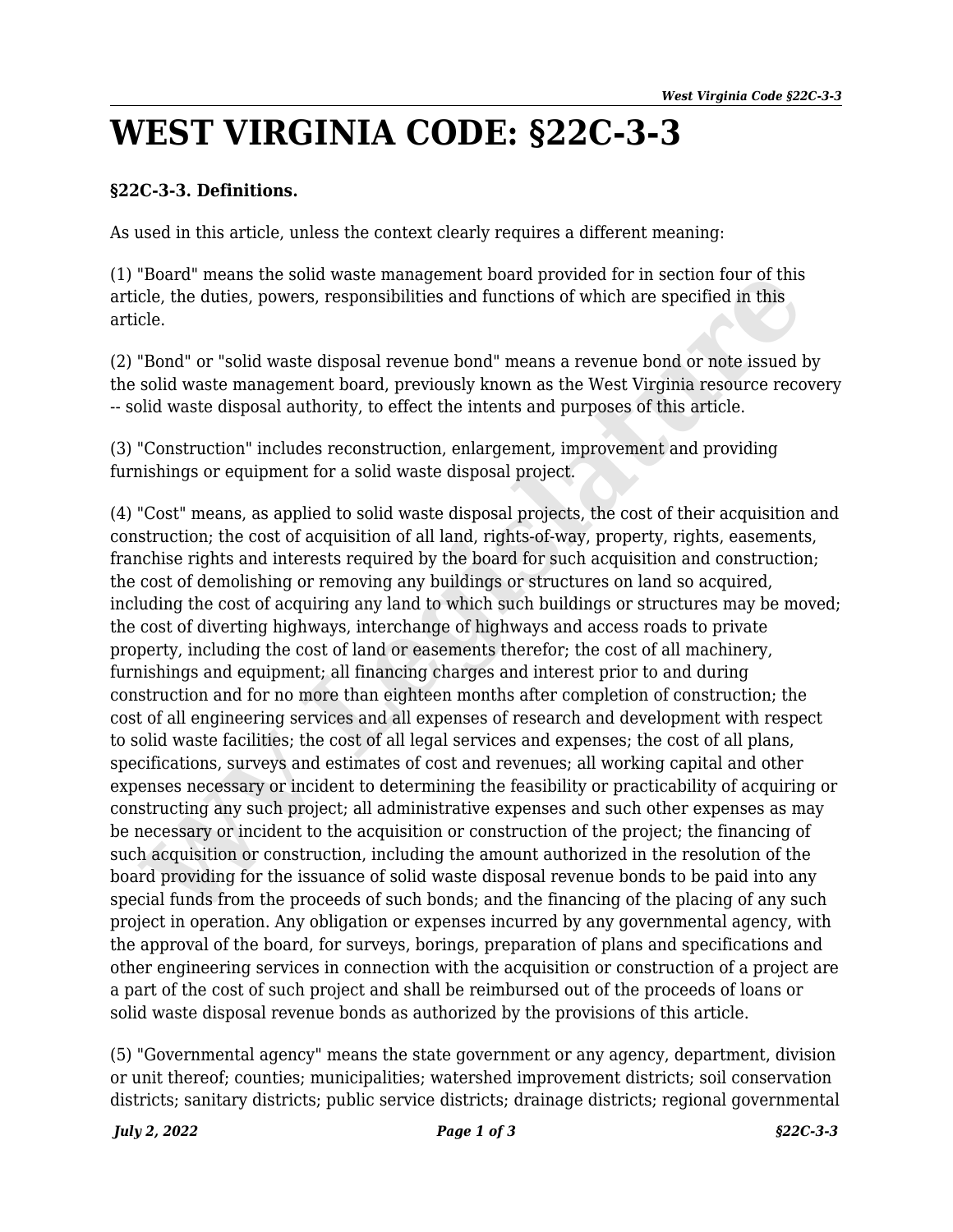# WEST VIRGINIA CODE: §22C-3-3

**§22C-3-3. Definitions.**

As used in this article, unless the context clearly requires a different meaning:

(1) "Board" means the solid waste management board provided for in section four of this article, the duties, powers, responsibilities and functions of which are specified in this article.

(2) "Bond" or "solid waste disposal revenue bond" means a revenue bond or note issued by the solid waste management board, previously known as the West Virginia resource recovery -- solid waste disposal authority, to effect the intents and purposes of this article.

(3) "Construction" includes reconstruction, enlargement, improvement and providing furnishings or equipment for a solid waste disposal project.

(4) "Cost" means, as applied to solid waste disposal projects, the cost of their acquisition and construction; the cost of acquisition of all land, rights-of-way, property, rights, easements, franchise rights and interests required by the board for such acquisition and construction; the cost of demolishing or removing any buildings or structures on land so acquired, including the cost of acquiring any land to which such buildings or structures may be moved; the cost of diverting highways, interchange of highways and access roads to private property, including the cost of land or easements therefor; the cost of all machinery, furnishings and equipment; all financing charges and interest prior to and during construction and for no more than eighteen months after completion of construction; the cost of all engineering services and all expenses of research and development with respect to solid waste facilities; the cost of all legal services and expenses; the cost of all plans, specifications, surveys and estimates of cost and revenues; all working capital and other expenses necessary or incident to determining the feasibility or practicability of acquiring or constructing any such project; all administrative expenses and such other expenses as may be necessary or incident to the acquisition or construction of the project; the financing of such acquisition or construction, including the amount authorized in the resolution of the board providing for the issuance of solid waste disposal revenue bonds to be paid into any special funds from the proceeds of such bonds; and the financing of the placing of any such project in operation. Any obligation or expenses incurred by any governmental agency, with the approval of the board, for surveys, borings, preparation of plans and specifications and other engineering services in connection with the acquisition or construction of a project are a part of the cost of such project and shall be reimbursed out of the proceeds of loans or solid waste disposal revenue bonds as authorized by the provisions of this article.

(5) "Governmental agency" means the state government or any agency, department, division or unit thereof; counties; municipalities; watershed improvement districts; soil conservation districts; sanitary districts; public service districts; drainage districts; regional governmental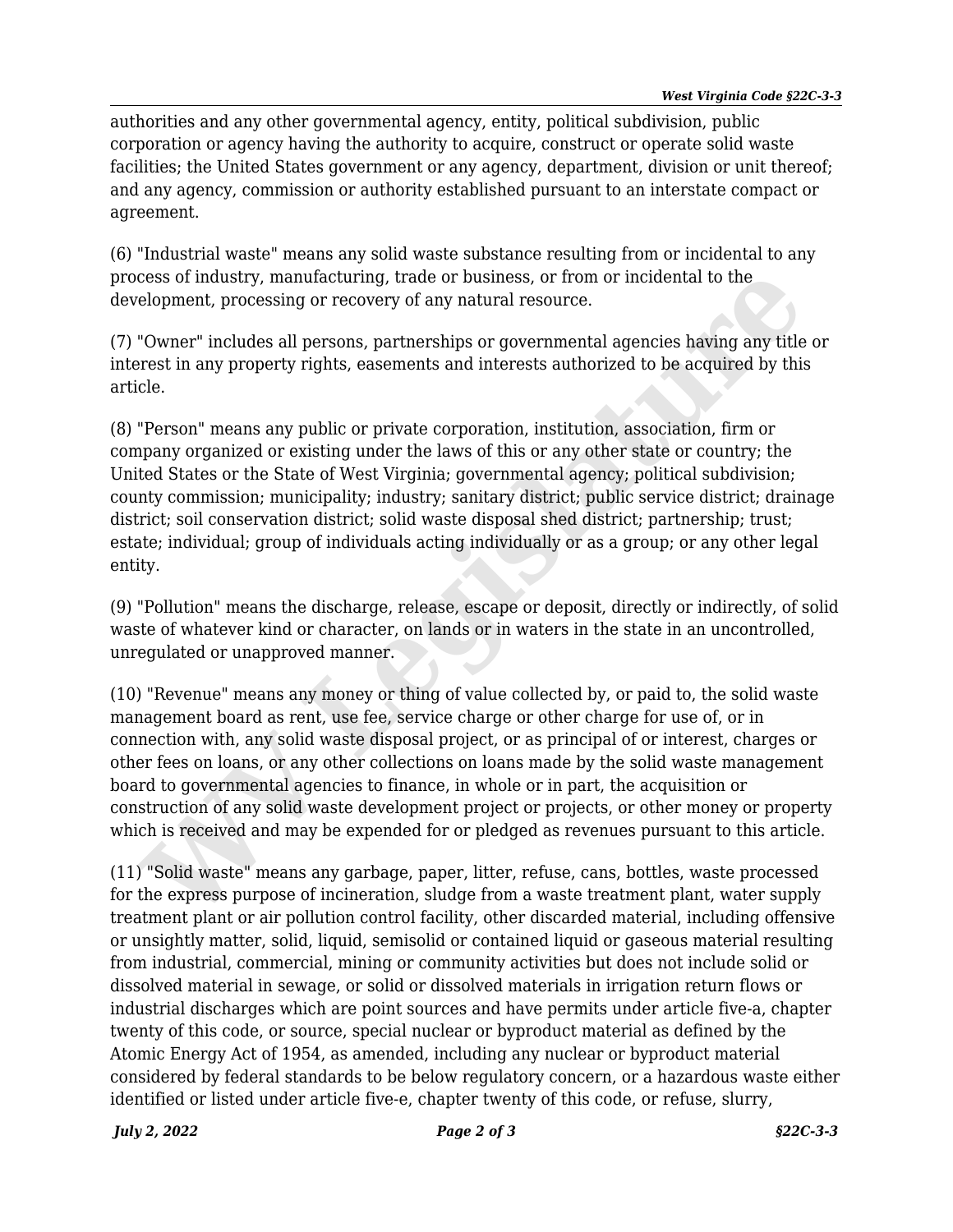authorities and any other governmental agency, entity, political subdivision, public corporation or agency having the authority to acquire, construct or operate solid waste facilities; the United States government or any agency, department, division or unit thereof; and any agency, commission or authority established pursuant to an interstate compact or agreement.

(6) "Industrial waste" means any solid waste substance resulting from or incidental to any process of industry, manufacturing, trade or business, or from or incidental to the development, processing or recovery of any natural resource.

(7) "Owner" includes all persons, partnerships or governmental agencies having any title or interest in any property rights, easements and interests authorized to be acquired by this article.

(8) "Person" means any public or private corporation, institution, association, firm or company organized or existing under the laws of this or any other state or country; the United States or the State of West Virginia; governmental agency; political subdivision; county commission; municipality; industry; sanitary district; public service district; drainage district; soil conservation district; solid waste disposal shed district; partnership; trust; estate; individual; group of individuals acting individually or as a group; or any other legal entity.

(9) "Pollution" means the discharge, release, escape or deposit, directly or indirectly, of solid waste of whatever kind or character, on lands or in waters in the state in an uncontrolled, unregulated or unapproved manner.

(10) "Revenue" means any money or thing of value collected by, or paid to, the solid waste management board as rent, use fee, service charge or other charge for use of, or in connection with, any solid waste disposal project, or as principal of or interest, charges or other fees on loans, or any other collections on loans made by the solid waste management board to governmental agencies to finance, in whole or in part, the acquisition or construction of any solid waste development project or projects, or other money or property which is received and may be expended for or pledged as revenues pursuant to this article.

(11) "Solid waste" means any garbage, paper, litter, refuse, cans, bottles, waste processed for the express purpose of incineration, sludge from a waste treatment plant, water supply treatment plant or air pollution control facility, other discarded material, including offensive or unsightly matter, solid, liquid, semisolid or contained liquid or gaseous material resulting from industrial, commercial, mining or community activities but does not include solid or dissolved material in sewage, or solid or dissolved materials in irrigation return flows or industrial discharges which are point sources and have permits under article five-a, chapter twenty of this code, or source, special nuclear or byproduct material as defined by the Atomic Energy Act of 1954, as amended, including any nuclear or byproduct material considered by federal standards to be below regulatory concern, or a hazardous waste either identified or listed under article five-e, chapter twenty of this code, or refuse, slurry,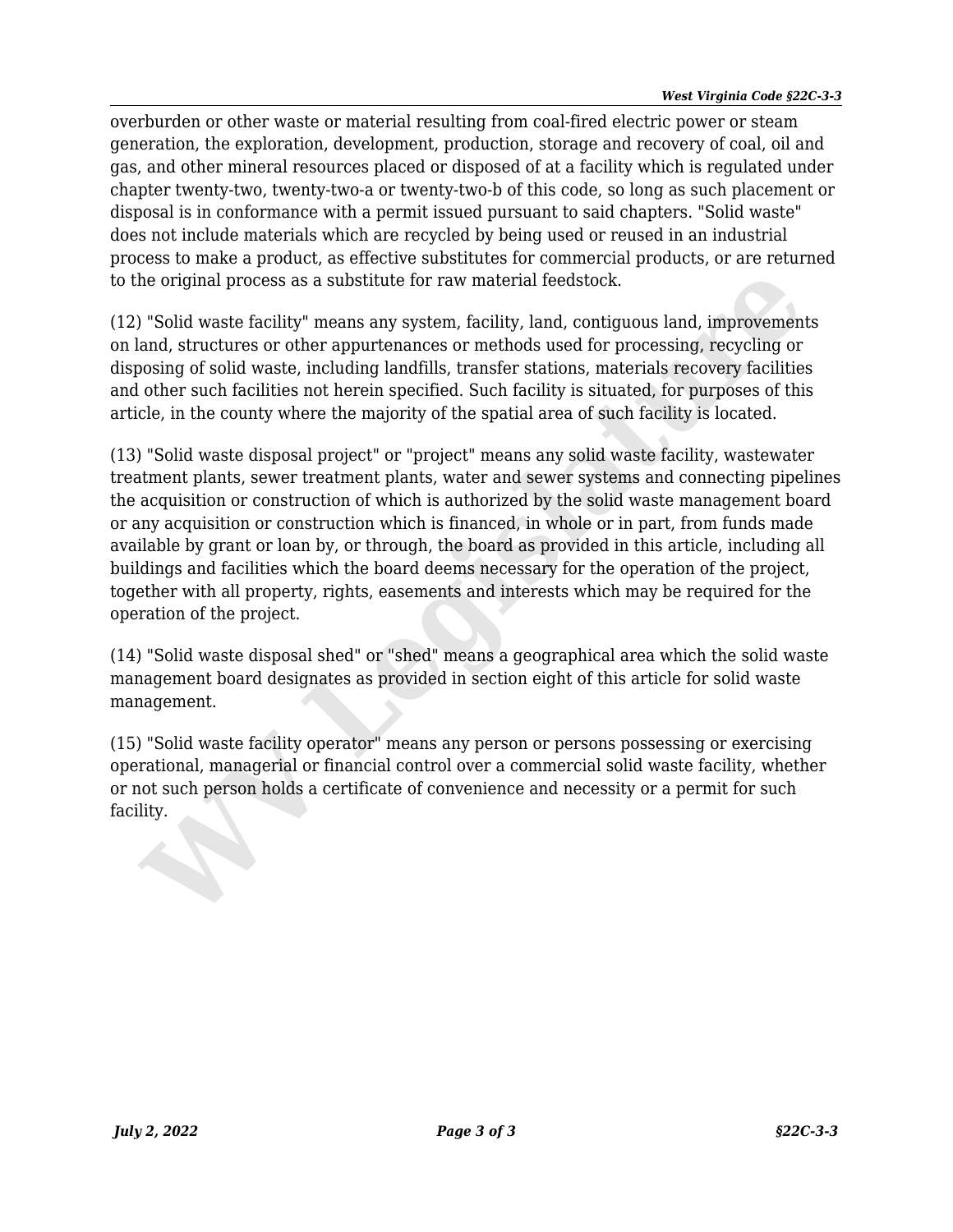overburden or other waste or material resulting from coal-fired electric power or steam generation, the exploration, development, production, storage and recovery of coal, oil and gas, and other mineral resources placed or disposed of at a facility which is regulated under chapter twenty-two, twenty-two-a or twenty-two-b of this code, so long as such placement or disposal is in conformance with a permit issued pursuant to said chapters. "Solid waste" does not include materials which are recycled by being used or reused in an industrial process to make a product, as effective substitutes for commercial products, or are returned to the original process as a substitute for raw material feedstock.

(12) "Solid waste facility" means any system, facility, land, contiguous land, improvements on land, structures or other appurtenances or methods used for processing, recycling or disposing of solid waste, including landfills, transfer stations, materials recovery facilities and other such facilities not herein specified. Such facility is situated, for purposes of this article, in the county where the majority of the spatial area of such facility is located.

(13) "Solid waste disposal project" or "project" means any solid waste facility, wastewater treatment plants, sewer treatment plants, water and sewer systems and connecting pipelines the acquisition or construction of which is authorized by the solid waste management board or any acquisition or construction which is financed, in whole or in part, from funds made available by grant or loan by, or through, the board as provided in this article, including all buildings and facilities which the board deems necessary for the operation of the project, together with all property, rights, easements and interests which may be required for the operation of the project.

(14) "Solid waste disposal shed" or "shed" means a geographical area which the solid waste management board designates as provided in section eight of this article for solid waste management.

(15) "Solid waste facility operator" means any person or persons possessing or exercising operational, managerial or financial control over a commercial solid waste facility, whether or not such person holds a certificate of convenience and necessity or a permit for such facility.